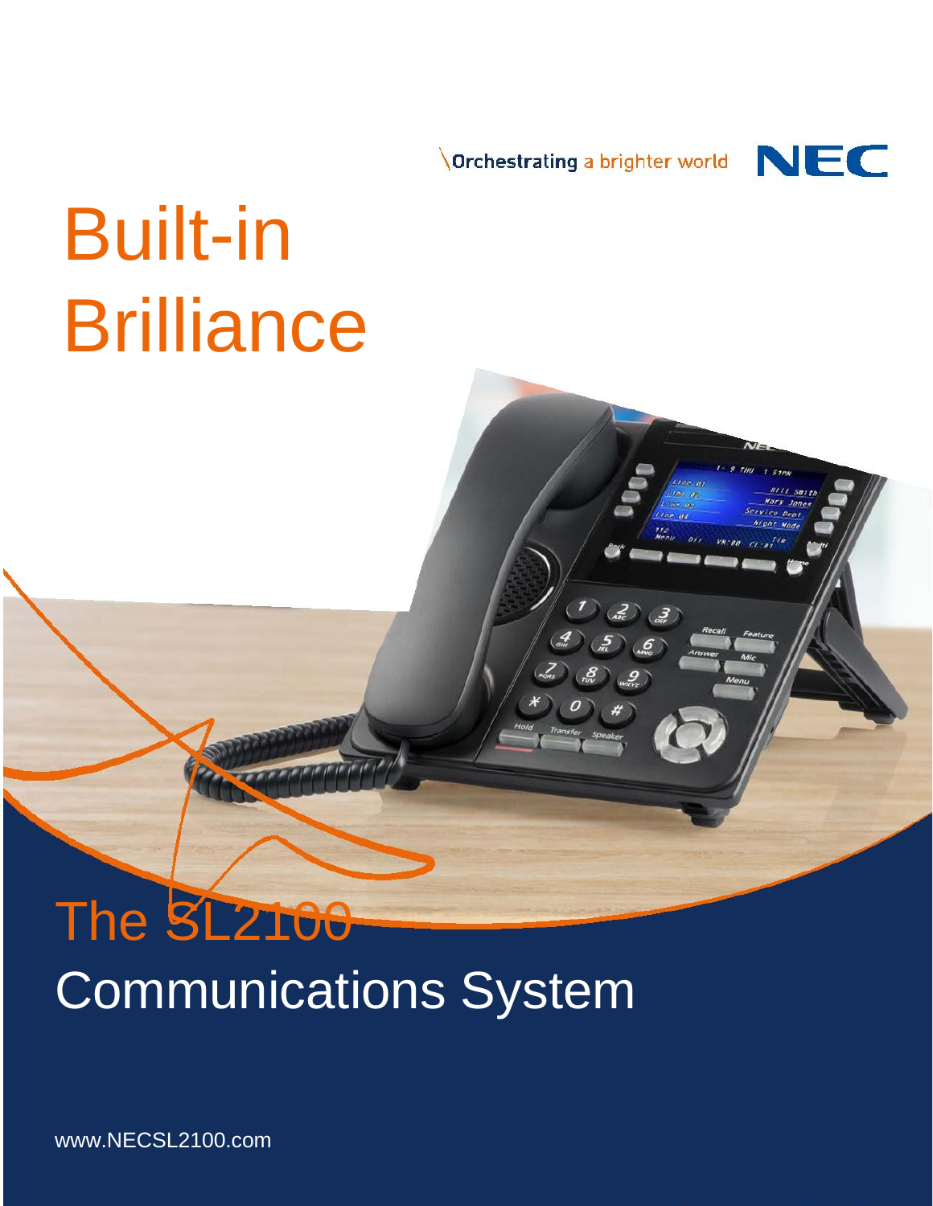Orchestrating a brighter world NEC

# Built-in Brilliance

## The SL2100 Communications System

www.NECSL2100.com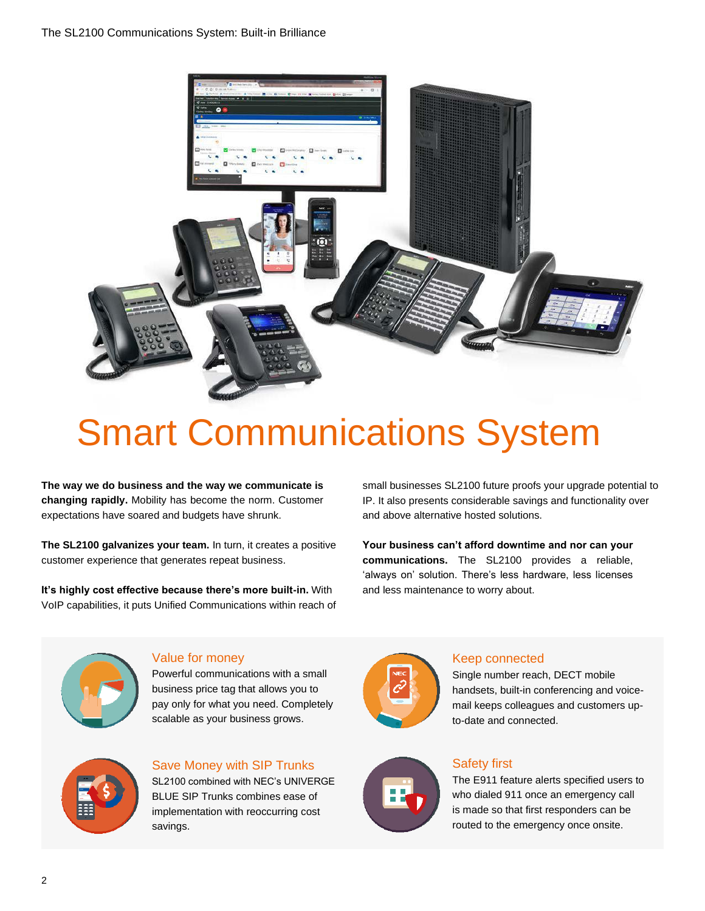# Smart Communications System

**The way we do business and the way we communicate is changing rapidly.** Mobility has become the norm. Customer expectations have soared and budgets have shrunk.

**The SL2100 galvanizes your team.** In turn, it creates a positive customer experience that generates repeat business.

**It's highly cost effective because there's more built-in.** With VoIP capabilities, it puts Unified Communications within reach of small businesses SL2100 future proofs your upgrade potential to IP. It also presents considerable savings and functionality over and above alternative hosted solutions.

**Your business can't afford downtime and nor can your communications.** The SL2100 provides a reliable, 'always on' solution. There's less hardware, less licenses and less maintenance to worry about.

### Value for money

Powerful communications with a small business price tag that allows you to pay only for what you need. Completely scalable as your business grows.

### Save Money with SIP Trunks

SL2100 combined with NEC's UNIVERGE BLUE SIP Trunks combines ease of implementation with reoccurring cost savings.

### Keep connected

Single number reach, DECT mobile handsets, built-in conferencing and voice-mail keeps colleagues and customers up-to-date and connected.

### Safety first

The E911 feature alerts specified users to who dialed 911 once an emergency call is made so that first responders can be routed to the emergency once onsite.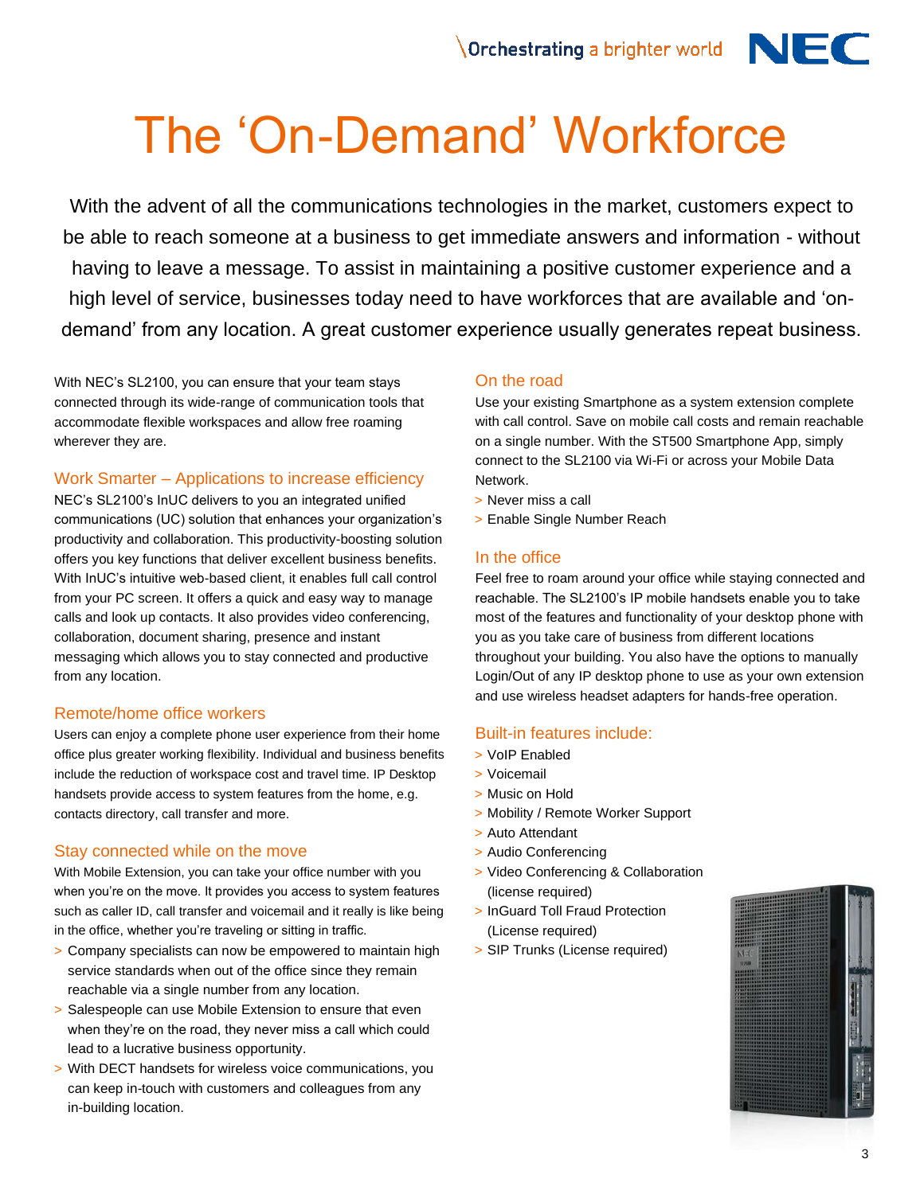# The 'On-Demand' Workforce

With the advent of all the communications technologies in the market, customers expect to be able to reach someone at a business to get immediate answers and information - without having to leave a message. To assist in maintaining a positive customer experience and a high level of service, businesses today need to have workforces that are available and 'on-demand' from any location. A great customer experience usually generates repeat business.

With NEC's SL2100, you can ensure that your team stays connected through its wide-range of communication tools that accommodate flexible workspaces and allow free roaming wherever they are.

## Work Smarter – Applications to increase efficiency

NEC's SL2100's InUC delivers to you an integrated unified communications (UC) solution that enhances your organization's productivity and collaboration. This productivity-boosting solution offers you key functions that deliver excellent business benefits. With InUC's intuitive web-based client, it enables full call control from your PC screen. It offers a quick and easy way to manage calls and look up contacts. It also provides video conferencing, collaboration, document sharing, presence and instant messaging which allows you to stay connected and productive from any location.

## Remote/home office workers

Users can enjoy a complete phone user experience from their home office plus greater working flexibility. Individual and business benefits include the reduction of workspace cost and travel time. IP Desktop handsets provide access to system features from the home, e.g. contacts directory, call transfer and more.

## Stay connected while on the move

With Mobile Extension, you can take your office number with you when you're on the move. It provides you access to system features such as caller ID, call transfer and voicemail and it really is like being in the office, whether you're traveling or sitting in traffic.

- Company specialists can now be empowered to maintain high service standards when out of the office since they remain reachable via a single number from any location.
- Salespeople can use Mobile Extension to ensure that even when they're on the road, they never miss a call which could lead to a lucrative business opportunity.
- With DECT handsets for wireless voice communications, you can keep in-touch with customers and colleagues from any in-building location.

## On the road

Use your existing Smartphone as a system extension complete with call control. Save on mobile call costs and remain reachable on a single number. With the ST500 Smartphone App, simply connect to the SL2100 via Wi-Fi or across your Mobile Data Network.

- Never miss a call
- Enable Single Number Reach

## In the office

Feel free to roam around your office while staying connected and reachable. The SL2100's IP mobile handsets enable you to take most of the features and functionality of your desktop phone with you as you take care of business from different locations throughout your building. You also have the options to manually Login/Out of any IP desktop phone to use as your own extension and use wireless headset adapters for hands-free operation.

## Built-in features include:

- VoIP Enabled
- Voicemail
- Music on Hold
- Mobility / Remote Worker Support
- Auto Attendant
- Audio Conferencing
- Video Conferencing & Collaboration (license required)
- InGuard Toll Fraud Protection (License required)
- SIP Trunks (License required)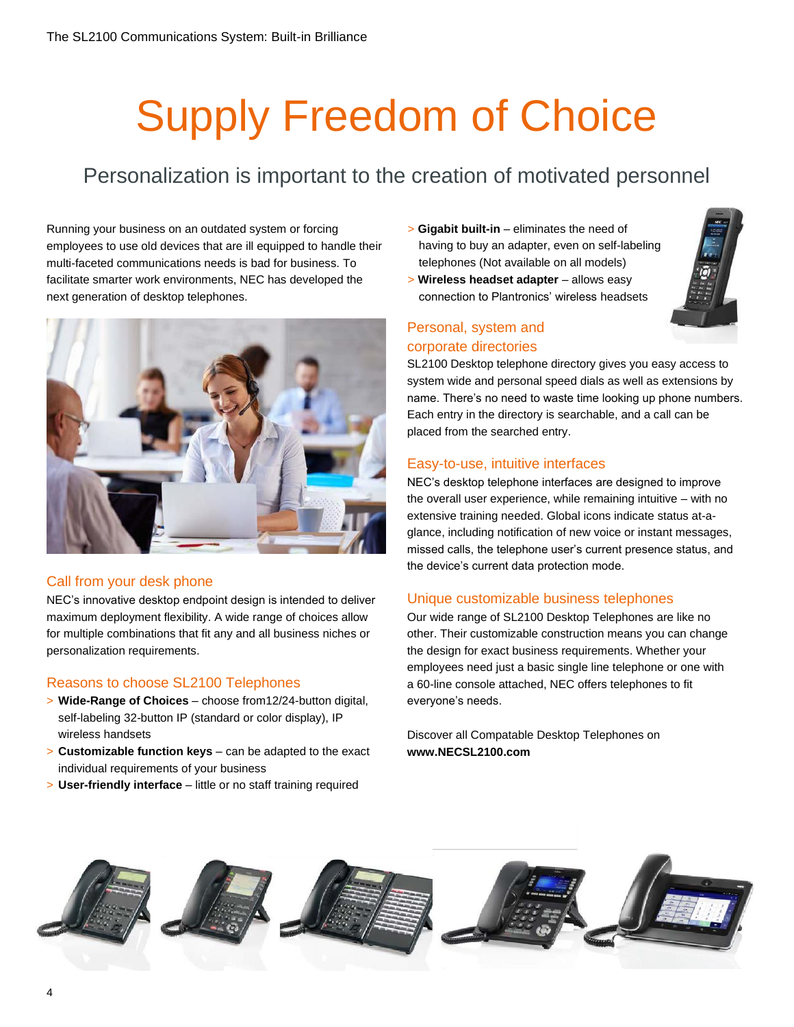# Supply Freedom of Choice

## Personalization is important to the creation of motivated personnel

Running your business on an outdated system or forcing employees to use old devices that are ill equipped to handle their multi-faceted communications needs is bad for business. To facilitate smarter work environments, NEC has developed the next generation of desktop telephones.

### Call from your desk phone

NEC's innovative desktop endpoint design is intended to deliver maximum deployment flexibility. A wide range of choices allow for multiple combinations that fit any and all business niches or personalization requirements.

### Reasons to choose SL2100 Telephones

> **Wide-Range of Choices** – choose from12/24-button digital, self-labeling 32-button IP (standard or color display), IP wireless handsets

> **Customizable function keys** – can be adapted to the exact individual requirements of your business

> **User-friendly interface** – little or no staff training required

> **Gigabit built-in** – eliminates the need of having to buy an adapter, even on self-labeling telephones (Not available on all models)

> **Wireless headset adapter** – allows easy connection to Plantronics' wireless headsets

### Personal, system and corporate directories

SL2100 Desktop telephone directory gives you easy access to system wide and personal speed dials as well as extensions by name. There's no need to waste time looking up phone numbers. Each entry in the directory is searchable, and a call can be placed from the searched entry.

### Easy-to-use, intuitive interfaces

NEC's desktop telephone interfaces are designed to improve the overall user experience, while remaining intuitive – with no extensive training needed. Global icons indicate status at-a-glance, including notification of new voice or instant messages, missed calls, the telephone user's current presence status, and the device's current data protection mode.

### Unique customizable business telephones

Our wide range of SL2100 Desktop Telephones are like no other. Their customizable construction means you can change the design for exact business requirements. Whether your employees need just a basic single line telephone or one with a 60-line console attached, NEC offers telephones to fit everyone's needs.

Discover all Compatable Desktop Telephones on **www.NECSL2100.com**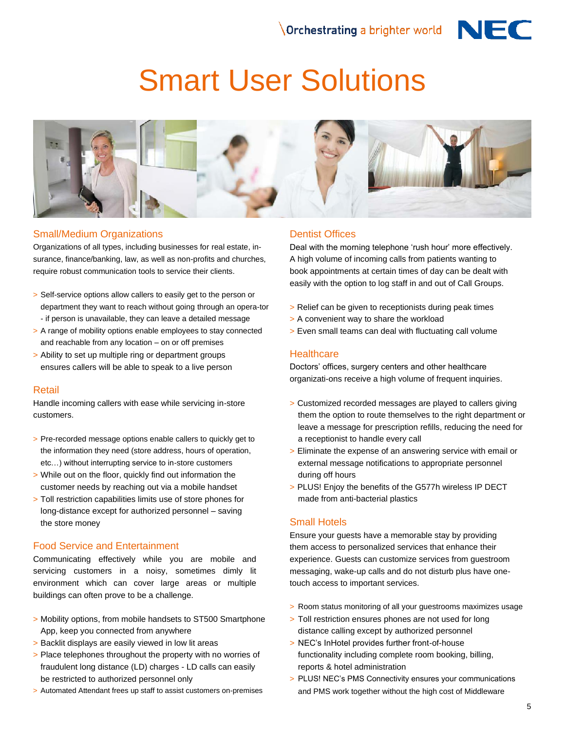# Smart User Solutions

## Small/Medium Organizations

Organizations of all types, including businesses for real estate, in-surance, finance/banking, law, as well as non-profits and churches, require robust communication tools to service their clients.

> Self-service options allow callers to easily get to the person or department they want to reach without going through an opera-tor - if person is unavailable, they can leave a detailed message
> A range of mobility options enable employees to stay connected and reachable from any location – on or off premises
> Ability to set up multiple ring or department groups ensures callers will be able to speak to a live person

## Retail

Handle incoming callers with ease while servicing in-store customers.

> Pre-recorded message options enable callers to quickly get to the information they need (store address, hours of operation, etc…) without interrupting service to in-store customers
> While out on the floor, quickly find out information the customer needs by reaching out via a mobile handset
> Toll restriction capabilities limits use of store phones for long-distance except for authorized personnel – saving the store money

## Food Service and Entertainment

Communicating effectively while you are mobile and servicing customers in a noisy, sometimes dimly lit environment which can cover large areas or multiple buildings can often prove to be a challenge.

> Mobility options, from mobile handsets to ST500 Smartphone App, keep you connected from anywhere
> Backlit displays are easily viewed in low lit areas
> Place telephones throughout the property with no worries of fraudulent long distance (LD) charges - LD calls can easily be restricted to authorized personnel only
> Automated Attendant frees up staff to assist customers on-premises

## Dentist Offices

Deal with the morning telephone 'rush hour' more effectively. A high volume of incoming calls from patients wanting to book appointments at certain times of day can be dealt with easily with the option to log staff in and out of Call Groups.

> Relief can be given to receptionists during peak times
> A convenient way to share the workload
> Even small teams can deal with fluctuating call volume

## Healthcare

Doctors' offices, surgery centers and other healthcare organizati-ons receive a high volume of frequent inquiries.

> Customized recorded messages are played to callers giving them the option to route themselves to the right department or leave a message for prescription refills, reducing the need for a receptionist to handle every call
> Eliminate the expense of an answering service with email or external message notifications to appropriate personnel during off hours
> PLUS! Enjoy the benefits of the G577h wireless IP DECT made from anti-bacterial plastics

## Small Hotels

Ensure your guests have a memorable stay by providing them access to personalized services that enhance their experience. Guests can customize services from guestroom messaging, wake-up calls and do not disturb plus have one-touch access to important services.

> Room status monitoring of all your guestrooms maximizes usage
> Toll restriction ensures phones are not used for long distance calling except by authorized personnel
> NEC's InHotel provides further front-of-house functionality including complete room booking, billing, reports & hotel administration
> PLUS! NEC's PMS Connectivity ensures your communications and PMS work together without the high cost of Middleware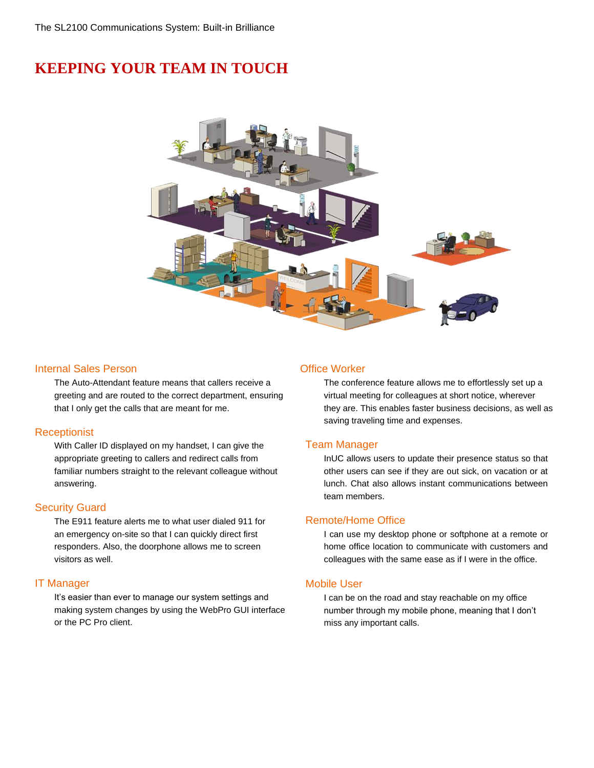# KEEPING YOUR TEAM IN TOUCH

### Internal Sales Person

The Auto-Attendant feature means that callers receive a greeting and are routed to the correct department, ensuring that I only get the calls that are meant for me.

### Receptionist

With Caller ID displayed on my handset, I can give the appropriate greeting to callers and redirect calls from familiar numbers straight to the relevant colleague without answering.

### Security Guard

The E911 feature alerts me to what user dialed 911 for an emergency on-site so that I can quickly direct first responders. Also, the doorphone allows me to screen visitors as well.

### IT Manager

It's easier than ever to manage our system settings and making system changes by using the WebPro GUI interface or the PC Pro client.

### Office Worker

The conference feature allows me to effortlessly set up a virtual meeting for colleagues at short notice, wherever they are. This enables faster business decisions, as well as saving traveling time and expenses.

### Team Manager

InUC allows users to update their presence status so that other users can see if they are out sick, on vacation or at lunch. Chat also allows instant communications between team members.

### Remote/Home Office

I can use my desktop phone or softphone at a remote or home office location to communicate with customers and colleagues with the same ease as if I were in the office.

### Mobile User

I can be on the road and stay reachable on my office number through my mobile phone, meaning that I don't miss any important calls.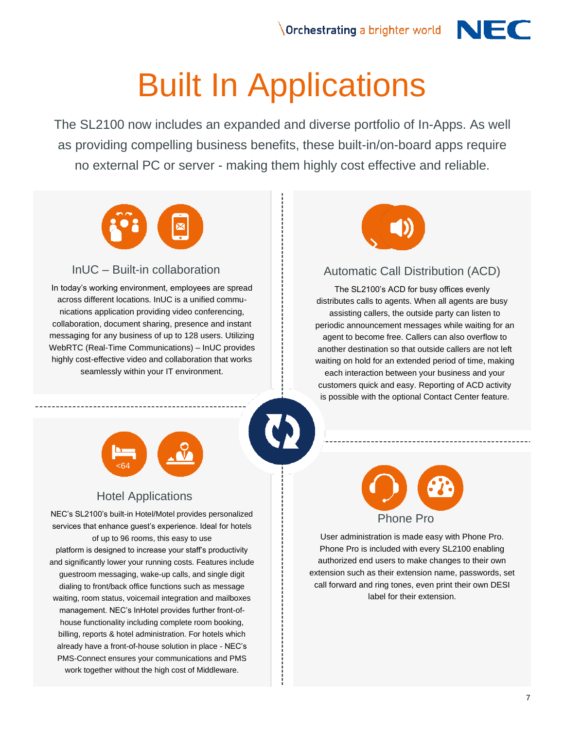# Built In Applications

The SL2100 now includes an expanded and diverse portfolio of In-Apps. As well as providing compelling business benefits, these built-in/on-board apps require no external PC or server - making them highly cost effective and reliable.

## InUC – Built-in collaboration

In today's working environment, employees are spread across different locations. InUC is a unified communications application providing video conferencing, collaboration, document sharing, presence and instant messaging for any business of up to 128 users. Utilizing WebRTC (Real-Time Communications) – InUC provides highly cost-effective video and collaboration that works seamlessly within your IT environment.

## Automatic Call Distribution (ACD)

The SL2100's ACD for busy offices evenly distributes calls to agents. When all agents are busy assisting callers, the outside party can listen to periodic announcement messages while waiting for an agent to become free. Callers can also overflow to another destination so that outside callers are not left waiting on hold for an extended period of time, making each interaction between your business and your customers quick and easy. Reporting of ACD activity is possible with the optional Contact Center feature.

## Hotel Applications

<64

NEC's SL2100's built-in Hotel/Motel provides personalized services that enhance guest's experience. Ideal for hotels of up to 96 rooms, this easy to use platform is designed to increase your staff's productivity and significantly lower your running costs. Features include guestroom messaging, wake-up calls, and single digit dialing to front/back office functions such as message waiting, room status, voicemail integration and mailboxes management. NEC's InHotel provides further front-of-house functionality including complete room booking, billing, reports & hotel administration. For hotels which already have a front-of-house solution in place - NEC's PMS-Connect ensures your communications and PMS work together without the high cost of Middleware.

## Phone Pro

User administration is made easy with Phone Pro. Phone Pro is included with every SL2100 enabling authorized end users to make changes to their own extension such as their extension name, passwords, set call forward and ring tones, even print their own DESI label for their extension.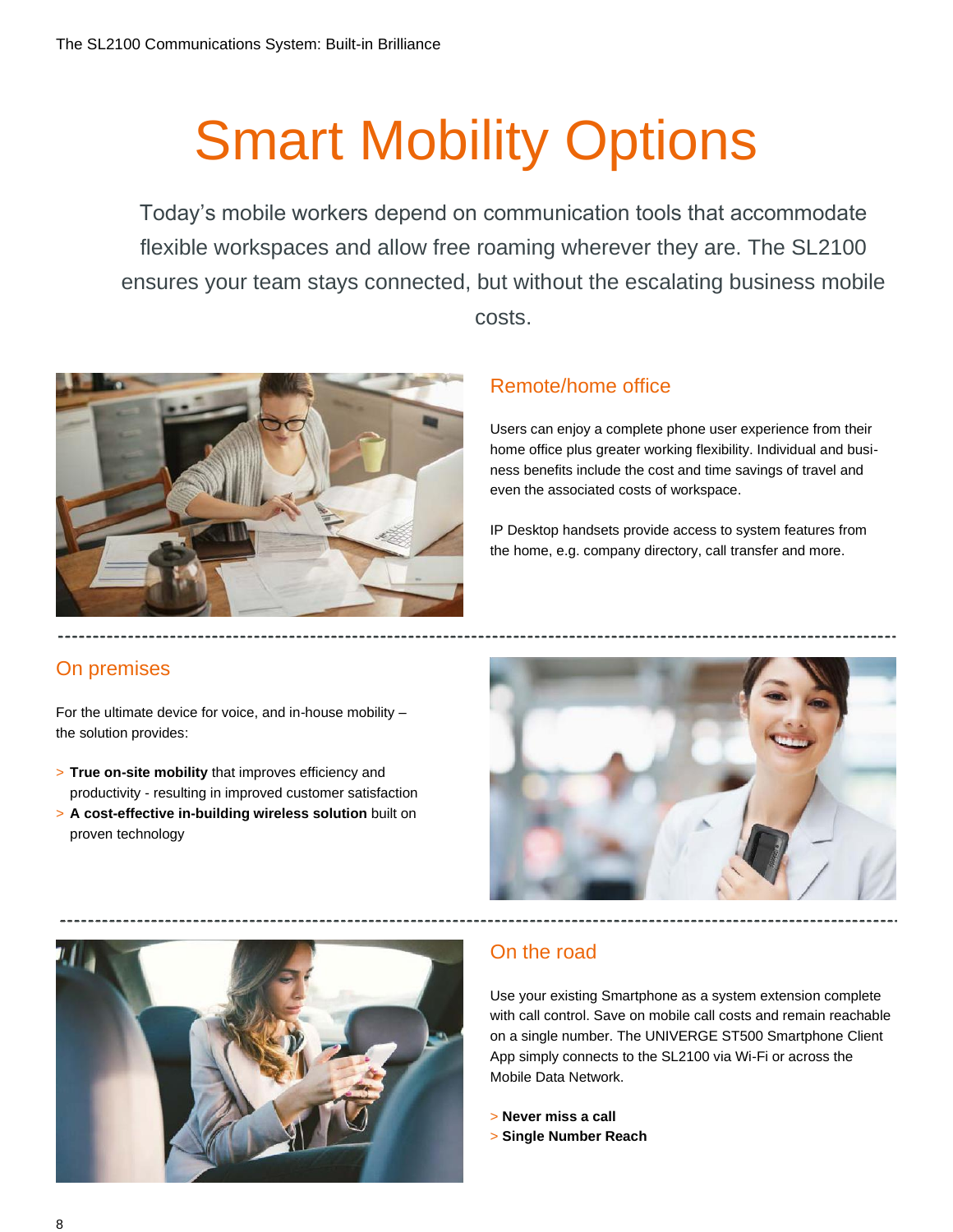# Smart Mobility Options

Today's mobile workers depend on communication tools that accommodate flexible workspaces and allow free roaming wherever they are. The SL2100 ensures your team stays connected, but without the escalating business mobile costs.

## Remote/home office

Users can enjoy a complete phone user experience from their home office plus greater working flexibility. Individual and business benefits include the cost and time savings of travel and even the associated costs of workspace.

IP Desktop handsets provide access to system features from the home, e.g. company directory, call transfer and more.

## On premises

For the ultimate device for voice, and in-house mobility – the solution provides:

> **True on-site mobility** that improves efficiency and productivity - resulting in improved customer satisfaction
> **A cost-effective in-building wireless solution** built on proven technology

## On the road

Use your existing Smartphone as a system extension complete with call control. Save on mobile call costs and remain reachable on a single number. The UNIVERGE ST500 Smartphone Client App simply connects to the SL2100 via Wi-Fi or across the Mobile Data Network.

> **Never miss a call**
> **Single Number Reach**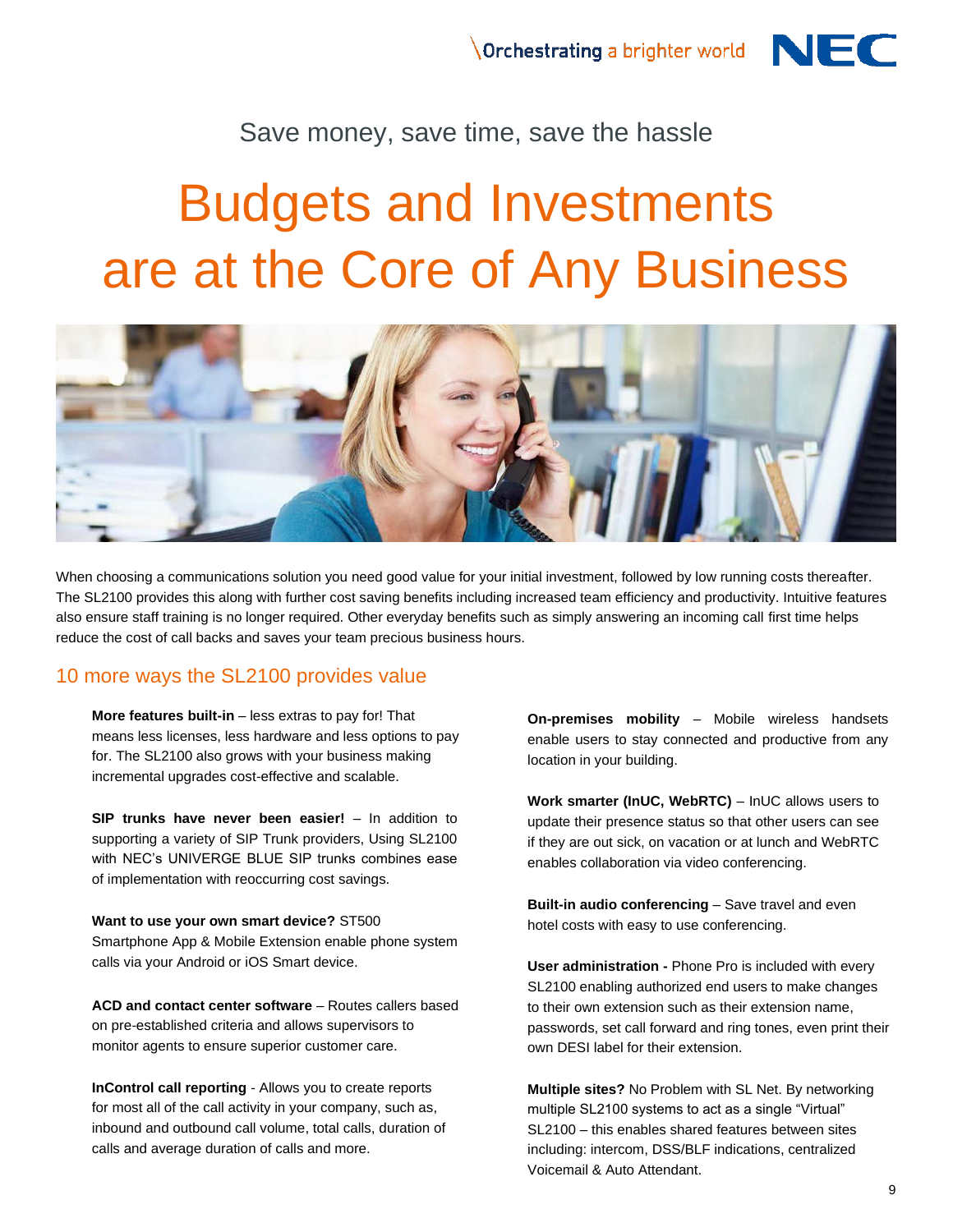Save money, save time, save the hassle

# Budgets and Investments are at the Core of Any Business

When choosing a communications solution you need good value for your initial investment, followed by low running costs thereafter. The SL2100 provides this along with further cost saving benefits including increased team efficiency and productivity. Intuitive features also ensure staff training is no longer required. Other everyday benefits such as simply answering an incoming call first time helps reduce the cost of call backs and saves your team precious business hours.

## 10 more ways the SL2100 provides value

**More features built-in** – less extras to pay for! That means less licenses, less hardware and less options to pay for. The SL2100 also grows with your business making incremental upgrades cost-effective and scalable.

**SIP trunks have never been easier!** – In addition to supporting a variety of SIP Trunk providers, Using SL2100 with NEC's UNIVERGE BLUE SIP trunks combines ease of implementation with reoccurring cost savings.

**Want to use your own smart device?** ST500 Smartphone App & Mobile Extension enable phone system calls via your Android or iOS Smart device.

**ACD and contact center software** – Routes callers based on pre-established criteria and allows supervisors to monitor agents to ensure superior customer care.

**InControl call reporting** - Allows you to create reports for most all of the call activity in your company, such as, inbound and outbound call volume, total calls, duration of calls and average duration of calls and more.

**On-premises mobility** – Mobile wireless handsets enable users to stay connected and productive from any location in your building.

**Work smarter (InUC, WebRTC)** – InUC allows users to update their presence status so that other users can see if they are out sick, on vacation or at lunch and WebRTC enables collaboration via video conferencing.

**Built-in audio conferencing** – Save travel and even hotel costs with easy to use conferencing.

**User administration -** Phone Pro is included with every SL2100 enabling authorized end users to make changes to their own extension such as their extension name, passwords, set call forward and ring tones, even print their own DESI label for their extension.

**Multiple sites?** No Problem with SL Net. By networking multiple SL2100 systems to act as a single "Virtual" SL2100 – this enables shared features between sites including: intercom, DSS/BLF indications, centralized Voicemail & Auto Attendant.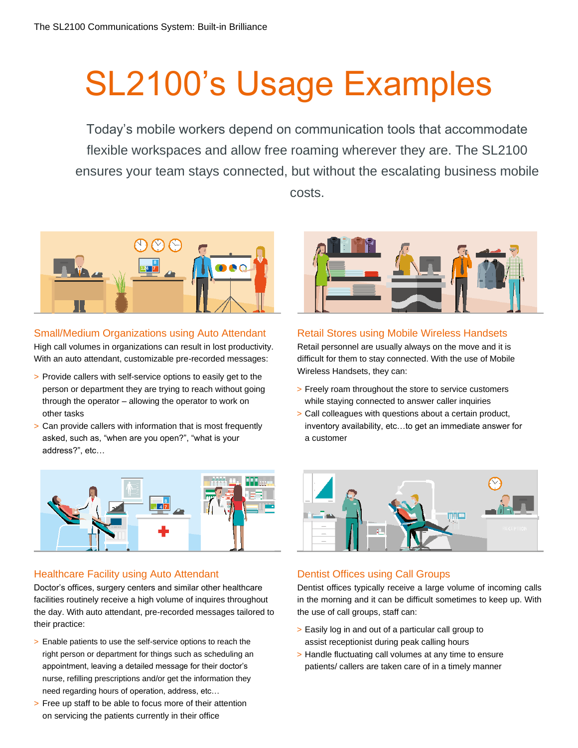# SL2100's Usage Examples

Today's mobile workers depend on communication tools that accommodate flexible workspaces and allow free roaming wherever they are. The SL2100 ensures your team stays connected, but without the escalating business mobile costs.

## Small/Medium Organizations using Auto Attendant

High call volumes in organizations can result in lost productivity. With an auto attendant, customizable pre-recorded messages:

> Provide callers with self-service options to easily get to the person or department they are trying to reach without going through the operator – allowing the operator to work on other tasks

> Can provide callers with information that is most frequently asked, such as, "when are you open?", "what is your address?", etc…

## Retail Stores using Mobile Wireless Handsets

Retail personnel are usually always on the move and it is difficult for them to stay connected. With the use of Mobile Wireless Handsets, they can:

> Freely roam throughout the store to service customers while staying connected to answer caller inquiries

> Call colleagues with questions about a certain product, inventory availability, etc…to get an immediate answer for a customer

## Healthcare Facility using Auto Attendant

Doctor's offices, surgery centers and similar other healthcare facilities routinely receive a high volume of inquires throughout the day. With auto attendant, pre-recorded messages tailored to their practice:

> Enable patients to use the self-service options to reach the right person or department for things such as scheduling an appointment, leaving a detailed message for their doctor's nurse, refilling prescriptions and/or get the information they need regarding hours of operation, address, etc…

> Free up staff to be able to focus more of their attention on servicing the patients currently in their office

## Dentist Offices using Call Groups

Dentist offices typically receive a large volume of incoming calls in the morning and it can be difficult sometimes to keep up. With the use of call groups, staff can:

> Easily log in and out of a particular call group to assist receptionist during peak calling hours

> Handle fluctuating call volumes at any time to ensure patients/ callers are taken care of in a timely manner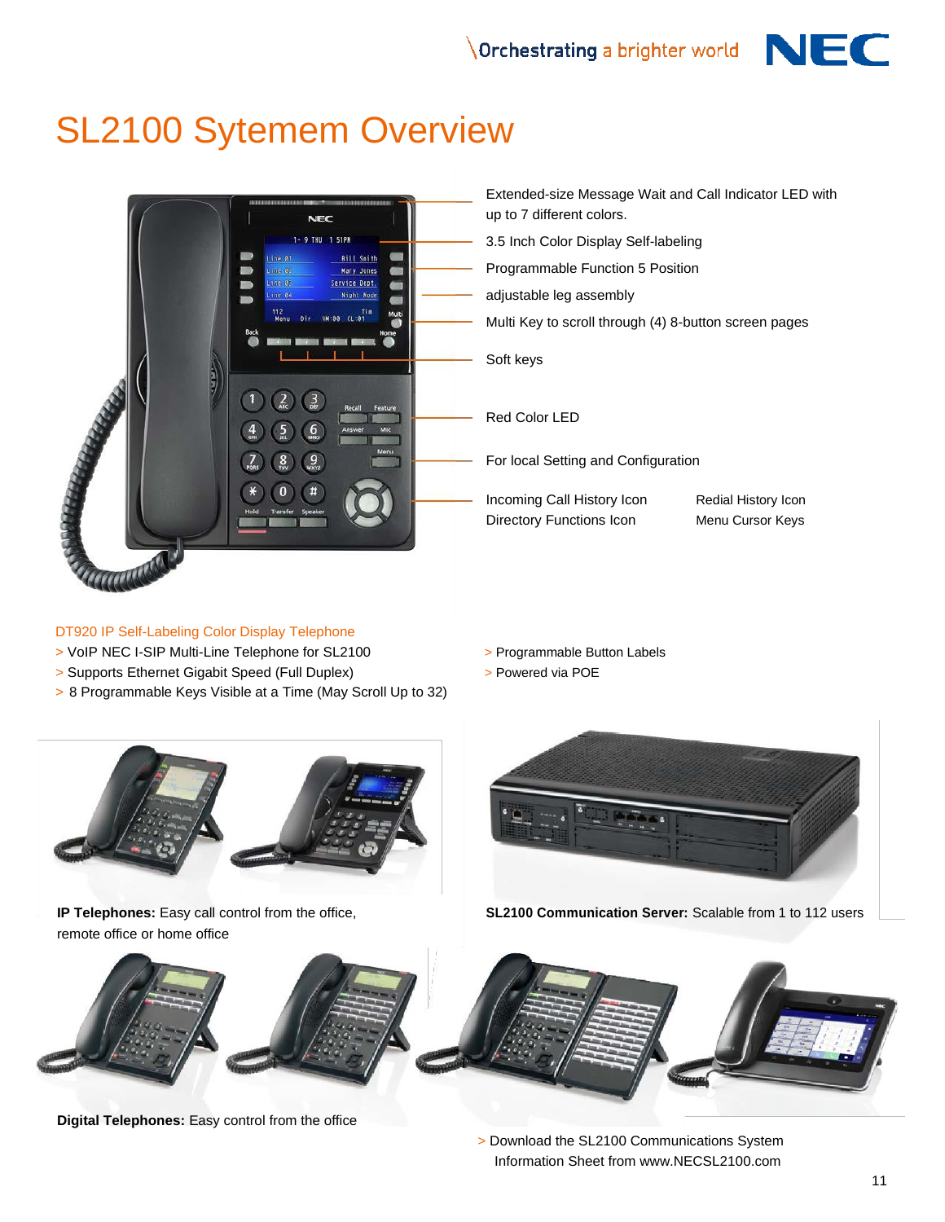# SL2100 Sytemem Overview

Extended-size Message Wait and Call Indicator LED with up to 7 different colors.

3.5 Inch Color Display Self-labeling

Programmable Function 5 Position

adjustable leg assembly

Multi Key to scroll through (4) 8-button screen pages

Soft keys

Red Color LED

For local Setting and Configuration

Incoming Call History Icon
Directory Functions Icon

Redial History Icon
Menu Cursor Keys

## DT920 IP Self-Labeling Color Display Telephone

> VoIP NEC I-SIP Multi-Line Telephone for SL2100
> Supports Ethernet Gigabit Speed (Full Duplex)
> 8 Programmable Keys Visible at a Time (May Scroll Up to 32)
> Programmable Button Labels
> Powered via POE

**IP Telephones:** Easy call control from the office, remote office or home office

**SL2100 Communication Server:** Scalable from 1 to 112 users

**Digital Telephones:** Easy control from the office

> Download the SL2100 Communications System Information Sheet from www.NECSL2100.com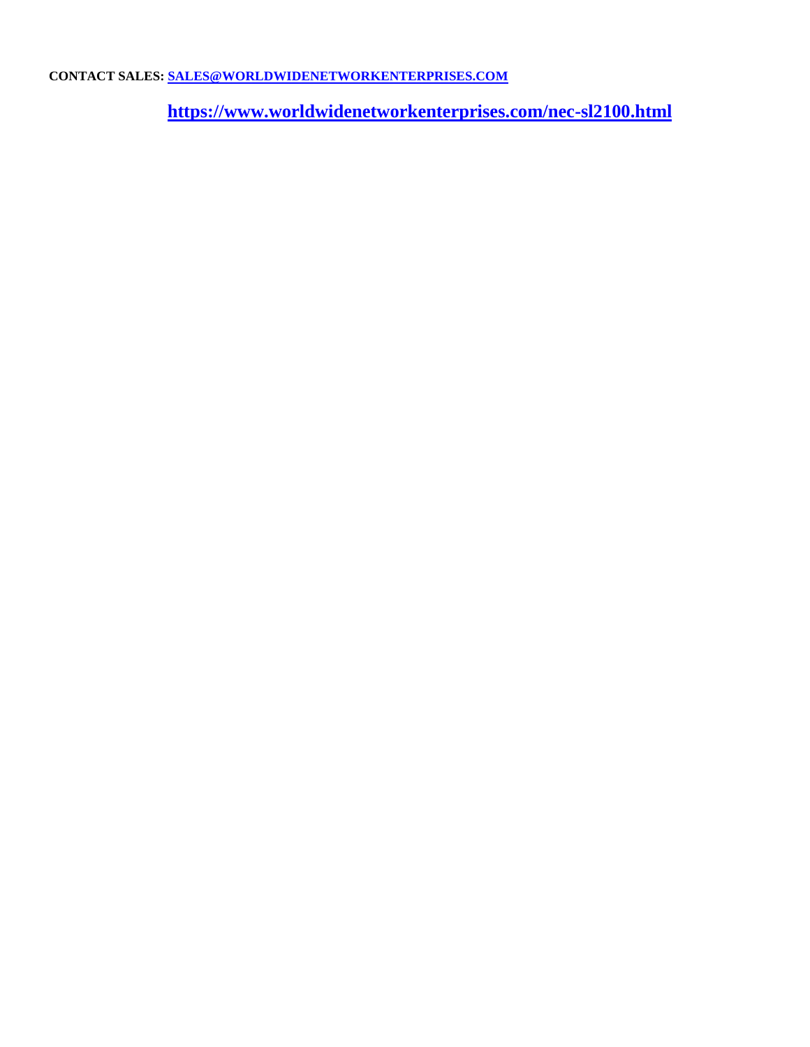**CONTACT SALES: [SALES@WORLDWIDENETWORKENTERPRISES.COM](mailto:SALES@WORLDWIDENETWORKENTERPRISES.COM)**

**[https://www.worldwidenetworkenterprises.com/nec-sl2100.html](https://www.worldwidenetworkenterprises.com/nec-sl2100.html)**